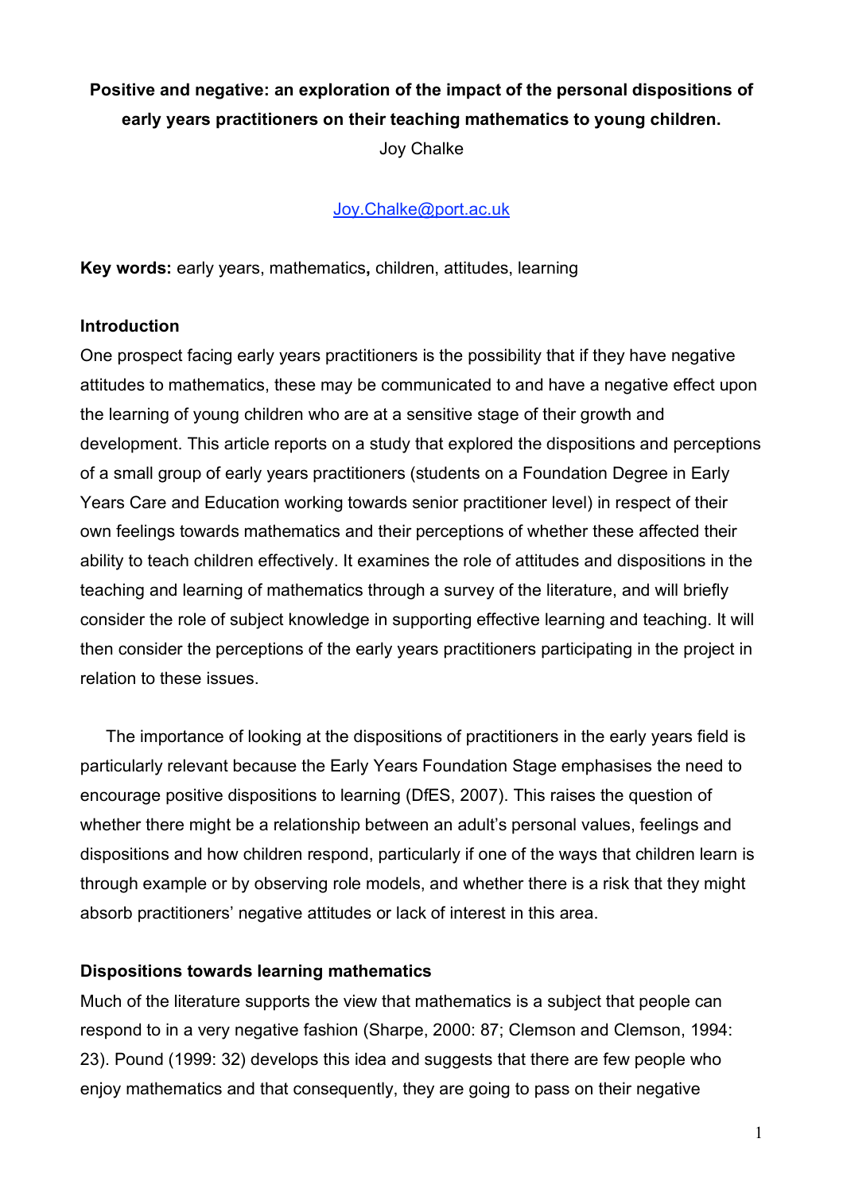# Positive and negative: an exploration of the impact of the personal dispositions of early years practitioners on their teaching mathematics to young children.

Joy Chalke

Joy.Chalke@port.ac.uk

**Key words:** early years, mathematics**,** children, attitudes, learning

## Introduction

One prospect facing early years practitioners is the possibility that if they have negative attitudes to mathematics, these may be communicated to and have a negative effect upon the learning of young children who are at a sensitive stage of their growth and development. This article reports on a study that explored the dispositions and perceptions of a small group of early years practitioners (students on a Foundation Degree in Early Years Care and Education working towards senior practitioner level) in respect of their own feelings towards mathematics and their perceptions of whether these affected their ability to teach children effectively. It examines the role of attitudes and dispositions in the teaching and learning of mathematics through a survey of the literature, and will briefly consider the role of subject knowledge in supporting effective learning and teaching. It will then consider the perceptions of the early years practitioners participating in the project in relation to these issues.

The importance of looking at the dispositions of practitioners in the early years field is particularly relevant because the Early Years Foundation Stage emphasises the need to encourage positive dispositions to learning (DfES, 2007). This raises the question of whether there might be a relationship between an adult's personal values, feelings and dispositions and how children respond, particularly if one of the ways that children learn is through example or by observing role models, and whether there is a risk that they might absorb practitioners' negative attitudes or lack of interest in this area.

## Dispositions towards learning mathematics

Much of the literature supports the view that mathematics is a subject that people can respond to in a very negative fashion (Sharpe, 2000: 87; Clemson and Clemson, 1994: 23). Pound (1999: 32) develops this idea and suggests that there are few people who enjoy mathematics and that consequently, they are going to pass on their negative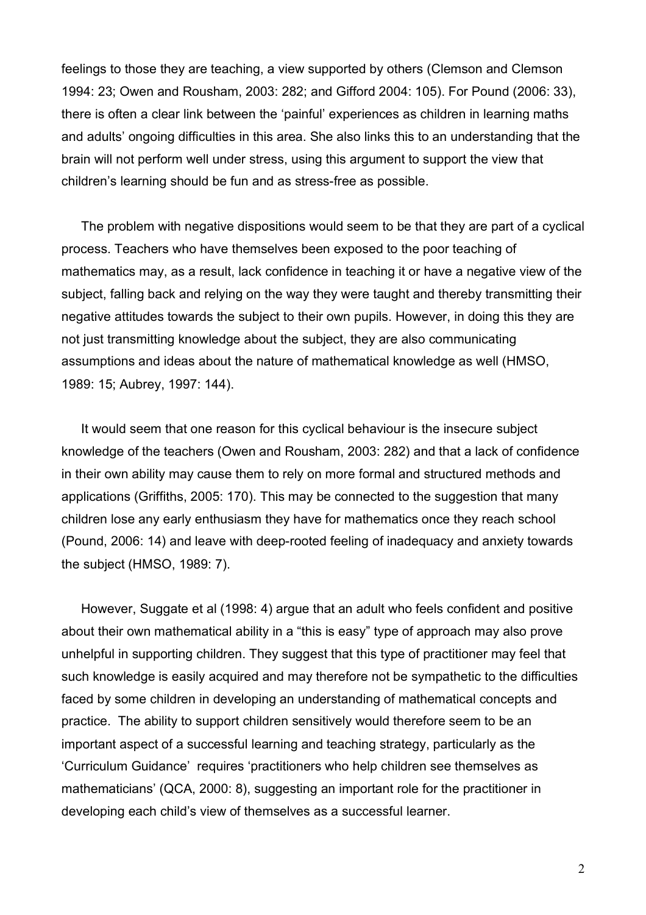feelings to those they are teaching, a view supported by others (Clemson and Clemson 1994: 23; Owen and Rousham, 2003: 282; and Gifford 2004: 105). For Pound (2006: 33), there is often a clear link between the 'painful' experiences as children in learning maths and adults' ongoing difficulties in this area. She also links this to an understanding that the brain will not perform well under stress, using this argument to support the view that children's learning should be fun and as stress-free as possible.

The problem with negative dispositions would seem to be that they are part of a cyclical process. Teachers who have themselves been exposed to the poor teaching of mathematics may, as a result, lack confidence in teaching it or have a negative view of the subject, falling back and relying on the way they were taught and thereby transmitting their negative attitudes towards the subject to their own pupils. However, in doing this they are not just transmitting knowledge about the subject, they are also communicating assumptions and ideas about the nature of mathematical knowledge as well (HMSO, 1989: 15; Aubrey, 1997: 144).

It would seem that one reason for this cyclical behaviour is the insecure subject knowledge of the teachers (Owen and Rousham, 2003: 282) and that a lack of confidence in their own ability may cause them to rely on more formal and structured methods and applications (Griffiths, 2005: 170). This may be connected to the suggestion that many children lose any early enthusiasm they have for mathematics once they reach school (Pound, 2006: 14) and leave with deep-rooted feeling of inadequacy and anxiety towards the subject (HMSO, 1989: 7).

However, Suggate et al (1998: 4) argue that an adult who feels confident and positive about their own mathematical ability in a "this is easy" type of approach may also prove unhelpful in supporting children. They suggest that this type of practitioner may feel that such knowledge is easily acquired and may therefore not be sympathetic to the difficulties faced by some children in developing an understanding of mathematical concepts and practice. The ability to support children sensitively would therefore seem to be an important aspect of a successful learning and teaching strategy, particularly as the 'Curriculum Guidance' requires 'practitioners who help children see themselves as mathematicians' (QCA, 2000: 8), suggesting an important role for the practitioner in developing each child's view of themselves as a successful learner.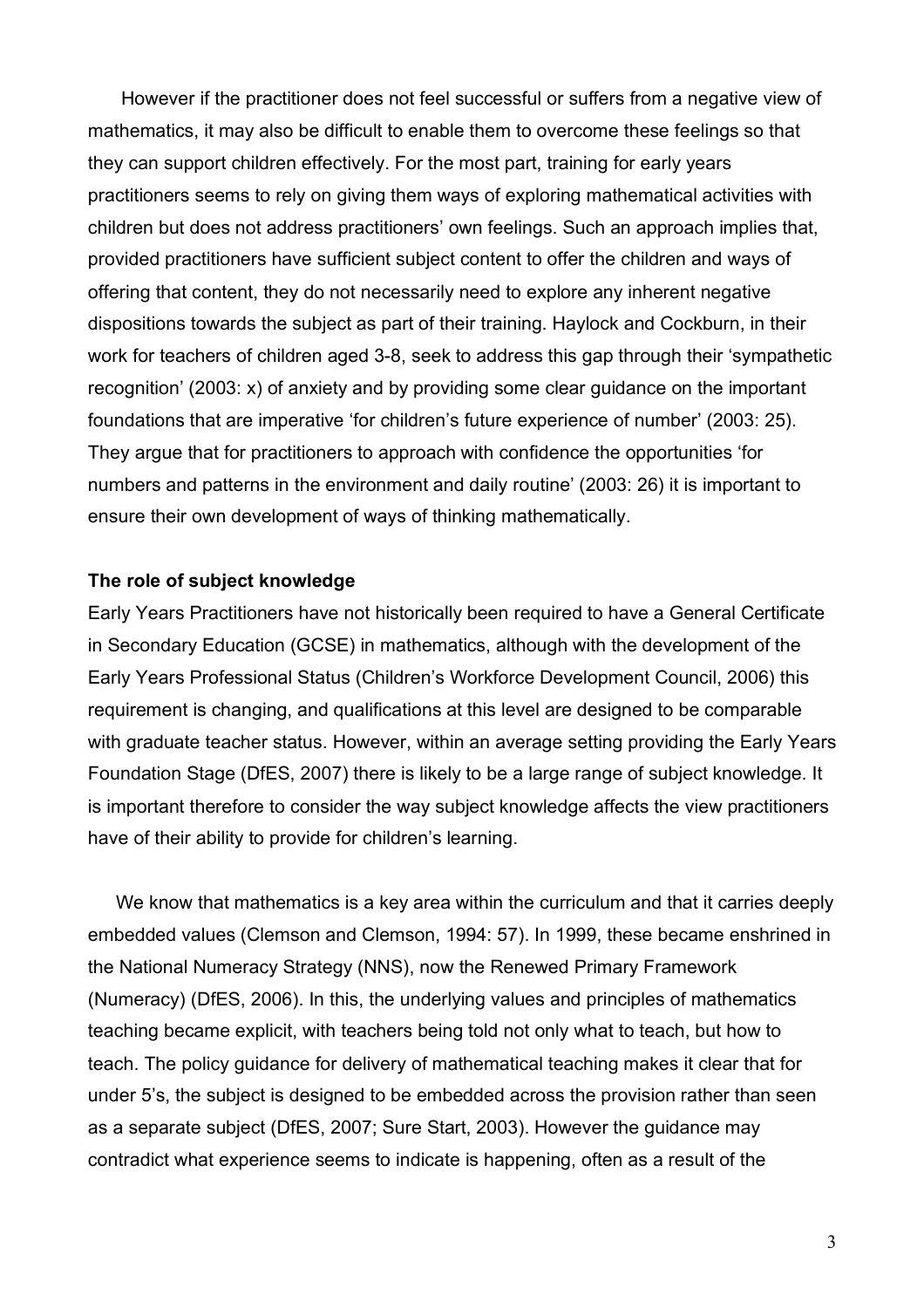However if the practitioner does not feel successful or suffers from a negative view of mathematics, it may also be difficult to enable them to overcome these feelings so that they can support children effectively. For the most part, training for early years practitioners seems to rely on giving them ways of exploring mathematical activities with children but does not address practitioners' own feelings. Such an approach implies that, provided practitioners have sufficient subject content to offer the children and ways of offering that content, they do not necessarily need to explore any inherent negative dispositions towards the subject as part of their training. Haylock and Cockburn, in their work for teachers of children aged 3-8, seek to address this gap through their 'sympathetic recognition' (2003: x) of anxiety and by providing some clear guidance on the important foundations that are imperative 'for children's future experience of number' (2003: 25). They argue that for practitioners to approach with confidence the opportunities 'for numbers and patterns in the environment and daily routine' (2003: 26) it is important to ensure their own development of ways of thinking mathematically.

**The role of subject knowledge**

Early Years Practitioners have not historically been required to have a General Certificate in Secondary Education (GCSE) in mathematics, although with the development of the Early Years Professional Status (Children's Workforce Development Council, 2006) this requirement is changing, and qualifications at this level are designed to be comparable with graduate teacher status. However, within an average setting providing the Early Years Foundation Stage (DfES, 2007) there is likely to be a large range of subject knowledge. It is important therefore to consider the way subject knowledge affects the view practitioners have of their ability to provide for children's learning.

We know that mathematics is a key area within the curriculum and that it carries deeply embedded values (Clemson and Clemson, 1994: 57). In 1999, these became enshrined in the National Numeracy Strategy (NNS), now the Renewed Primary Framework (Numeracy) (DfES, 2006). In this, the underlying values and principles of mathematics teaching became explicit, with teachers being told not only what to teach, but how to teach. The policy guidance for delivery of mathematical teaching makes it clear that for under 5's, the subject is designed to be embedded across the provision rather than seen as a separate subject (DfES, 2007; Sure Start, 2003). However the guidance may contradict what experience seems to indicate is happening, often as a result of the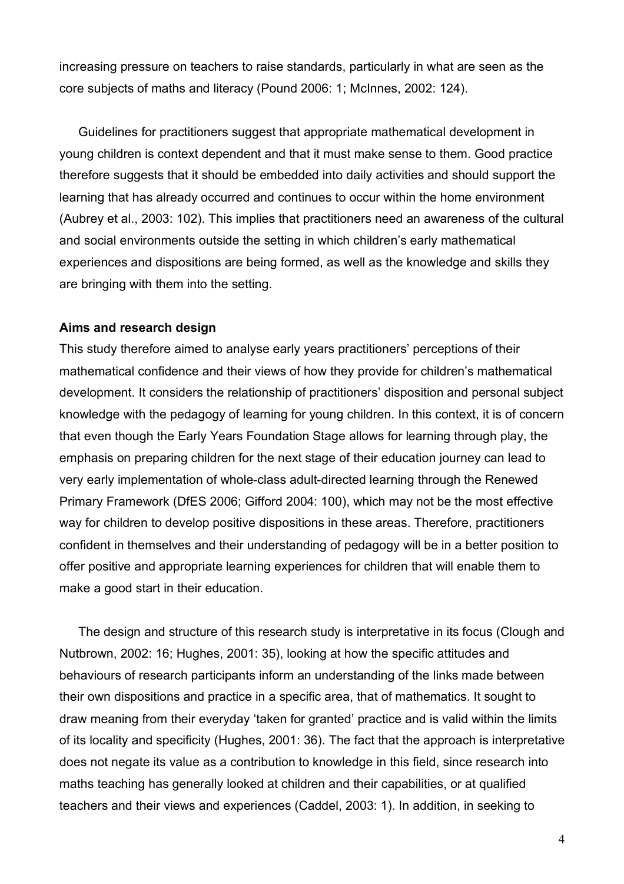increasing pressure on teachers to raise standards, particularly in what are seen as the core subjects of maths and literacy (Pound 2006: 1; McInnes, 2002: 124).

Guidelines for practitioners suggest that appropriate mathematical development in young children is context dependent and that it must make sense to them. Good practice therefore suggests that it should be embedded into daily activities and should support the learning that has already occurred and continues to occur within the home environment (Aubrey et al., 2003: 102). This implies that practitioners need an awareness of the cultural and social environments outside the setting in which children's early mathematical experiences and dispositions are being formed, as well as the knowledge and skills they are bringing with them into the setting.

**Aims and research design**

This study therefore aimed to analyse early years practitioners' perceptions of their mathematical confidence and their views of how they provide for children's mathematical development. It considers the relationship of practitioners' disposition and personal subject knowledge with the pedagogy of learning for young children. In this context, it is of concern that even though the Early Years Foundation Stage allows for learning through play, the emphasis on preparing children for the next stage of their education journey can lead to very early implementation of whole-class adult-directed learning through the Renewed Primary Framework (DfES 2006; Gifford 2004: 100), which may not be the most effective way for children to develop positive dispositions in these areas. Therefore, practitioners confident in themselves and their understanding of pedagogy will be in a better position to offer positive and appropriate learning experiences for children that will enable them to make a good start in their education.

The design and structure of this research study is interpretative in its focus (Clough and Nutbrown, 2002: 16; Hughes, 2001: 35), looking at how the specific attitudes and behaviours of research participants inform an understanding of the links made between their own dispositions and practice in a specific area, that of mathematics. It sought to draw meaning from their everyday 'taken for granted' practice and is valid within the limits of its locality and specificity (Hughes, 2001: 36). The fact that the approach is interpretative does not negate its value as a contribution to knowledge in this field, since research into maths teaching has generally looked at children and their capabilities, or at qualified teachers and their views and experiences (Caddel, 2003: 1). In addition, in seeking to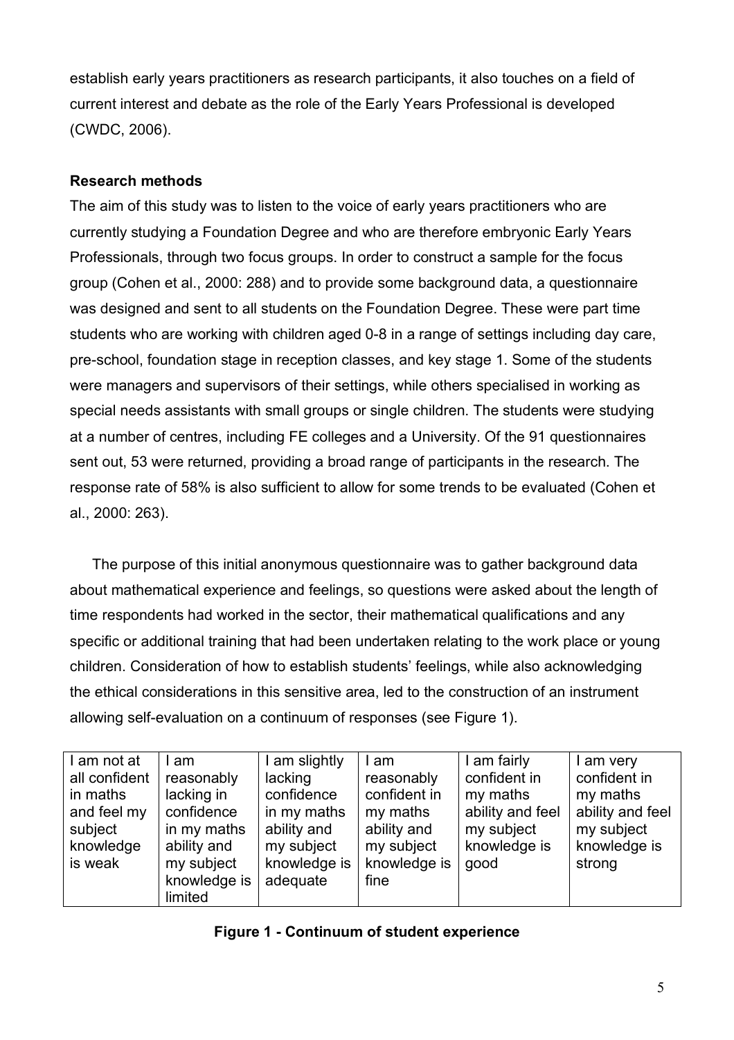establish early years practitioners as research participants, it also touches on a field of current interest and debate as the role of the Early Years Professional is developed (CWDC, 2006).

**Research methods**

The aim of this study was to listen to the voice of early years practitioners who are currently studying a Foundation Degree and who are therefore embryonic Early Years Professionals, through two focus groups. In order to construct a sample for the focus group (Cohen et al., 2000: 288) and to provide some background data, a questionnaire was designed and sent to all students on the Foundation Degree. These were part time students who are working with children aged 0-8 in a range of settings including day care, pre-school, foundation stage in reception classes, and key stage 1. Some of the students were managers and supervisors of their settings, while others specialised in working as special needs assistants with small groups or single children. The students were studying at a number of centres, including FE colleges and a University. Of the 91 questionnaires sent out, 53 were returned, providing a broad range of participants in the research. The response rate of 58% is also sufficient to allow for some trends to be evaluated (Cohen et al., 2000: 263).

The purpose of this initial anonymous questionnaire was to gather background data about mathematical experience and feelings, so questions were asked about the length of time respondents had worked in the sector, their mathematical qualifications and any specific or additional training that had been undertaken relating to the work place or young children. Consideration of how to establish students' feelings, while also acknowledging the ethical considerations in this sensitive area, led to the construction of an instrument allowing self-evaluation on a continuum of responses (see Figure 1).

| I am not at all confident in maths and feel my subject knowledge is weak | I am reasonably lacking in confidence in my maths ability and my subject knowledge is limited | I am slightly lacking confidence in my maths ability and my subject knowledge is adequate | I am reasonably confident in my maths ability and my subject knowledge is fine | I am fairly confident in my maths ability and feel my subject knowledge is good | I am very confident in my maths ability and feel my subject knowledge is strong |
|---|---|---|---|---|---|

**Figure 1 - Continuum of student experience**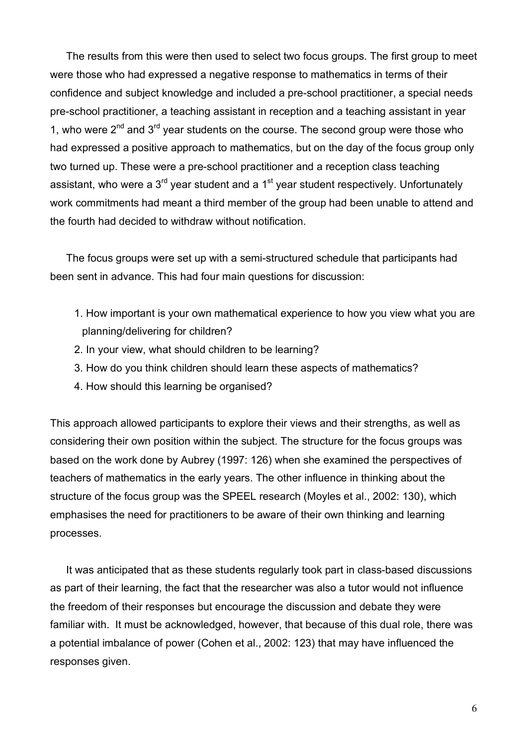The results from this were then used to select two focus groups. The first group to meet were those who had expressed a negative response to mathematics in terms of their confidence and subject knowledge and included a pre-school practitioner, a special needs pre-school practitioner, a teaching assistant in reception and a teaching assistant in year 1, who were 2nd and 3rd year students on the course. The second group were those who had expressed a positive approach to mathematics, but on the day of the focus group only two turned up. These were a pre-school practitioner and a reception class teaching assistant, who were a 3rd year student and a 1st year student respectively. Unfortunately work commitments had meant a third member of the group had been unable to attend and the fourth had decided to withdraw without notification.

The focus groups were set up with a semi-structured schedule that participants had been sent in advance. This had four main questions for discussion:

1. How important is your own mathematical experience to how you view what you are planning/delivering for children?
2. In your view, what should children to be learning?
3. How do you think children should learn these aspects of mathematics?
4. How should this learning be organised?

This approach allowed participants to explore their views and their strengths, as well as considering their own position within the subject. The structure for the focus groups was based on the work done by Aubrey (1997: 126) when she examined the perspectives of teachers of mathematics in the early years. The other influence in thinking about the structure of the focus group was the SPEEL research (Moyles et al., 2002: 130), which emphasises the need for practitioners to be aware of their own thinking and learning processes.

It was anticipated that as these students regularly took part in class-based discussions as part of their learning, the fact that the researcher was also a tutor would not influence the freedom of their responses but encourage the discussion and debate they were familiar with. It must be acknowledged, however, that because of this dual role, there was a potential imbalance of power (Cohen et al., 2002: 123) that may have influenced the responses given.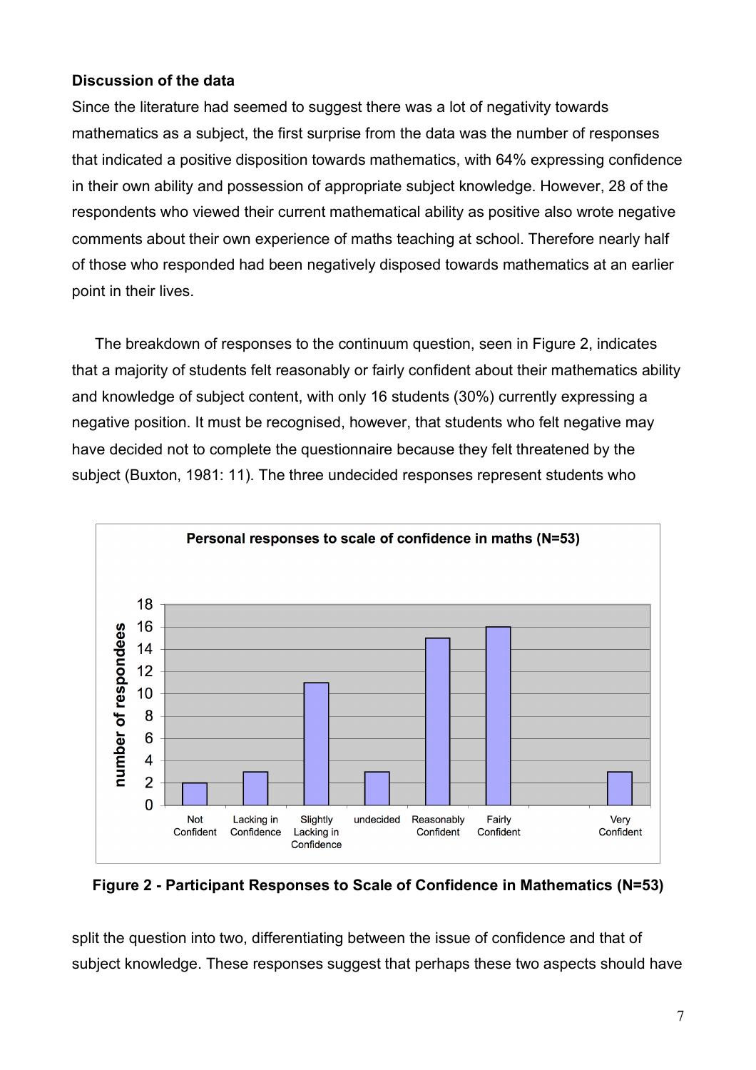**Discussion of the data**

Since the literature had seemed to suggest there was a lot of negativity towards mathematics as a subject, the first surprise from the data was the number of responses that indicated a positive disposition towards mathematics, with 64% expressing confidence in their own ability and possession of appropriate subject knowledge. However, 28 of the respondents who viewed their current mathematical ability as positive also wrote negative comments about their own experience of maths teaching at school. Therefore nearly half of those who responded had been negatively disposed towards mathematics at an earlier point in their lives.

The breakdown of responses to the continuum question, seen in Figure 2, indicates that a majority of students felt reasonably or fairly confident about their mathematics ability and knowledge of subject content, with only 16 students (30%) currently expressing a negative position. It must be recognised, however, that students who felt negative may have decided not to complete the questionnaire because they felt threatened by the subject (Buxton, 1981: 11). The three undecided responses represent students who

**Personal responses to scale of confidence in maths (N=53)**

| Response | Number of respondees |
|---|---|
| Not Confident | 2 |
| Lacking in Confidence | 3 |
| Slightly Lacking in Confidence | 11 |
| undecided | 3 |
| Reasonably Confident | 15 |
| Fairly Confident | 16 |
| Very Confident | 3 |

**Figure 2 - Participant Responses to Scale of Confidence in Mathematics (N=53)**

split the question into two, differentiating between the issue of confidence and that of subject knowledge. These responses suggest that perhaps these two aspects should have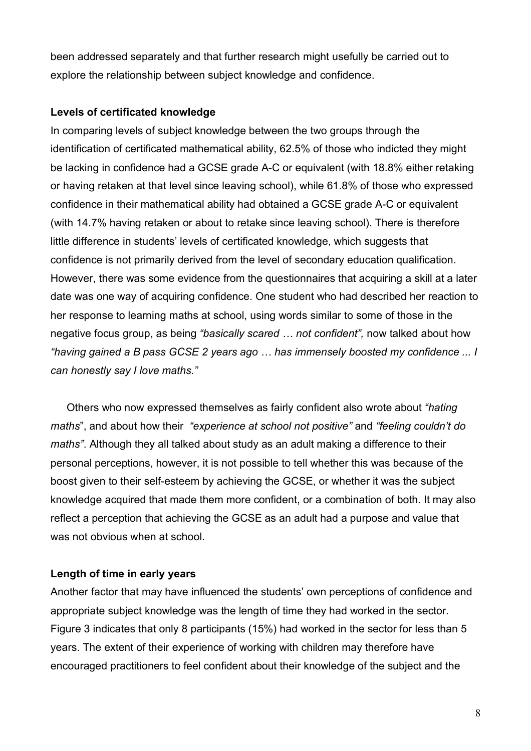been addressed separately and that further research might usefully be carried out to explore the relationship between subject knowledge and confidence.

**Levels of certificated knowledge**

In comparing levels of subject knowledge between the two groups through the identification of certificated mathematical ability, 62.5% of those who indicted they might be lacking in confidence had a GCSE grade A-C or equivalent (with 18.8% either retaking or having retaken at that level since leaving school), while 61.8% of those who expressed confidence in their mathematical ability had obtained a GCSE grade A-C or equivalent (with 14.7% having retaken or about to retake since leaving school). There is therefore little difference in students' levels of certificated knowledge, which suggests that confidence is not primarily derived from the level of secondary education qualification. However, there was some evidence from the questionnaires that acquiring a skill at a later date was one way of acquiring confidence. One student who had described her reaction to her response to learning maths at school, using words similar to some of those in the negative focus group, as being *"basically scared … not confident",* now talked about how *"having gained a B pass GCSE 2 years ago … has immensely boosted my confidence ... I can honestly say I love maths."*

Others who now expressed themselves as fairly confident also wrote about *"hating maths*", and about how their *"experience at school not positive"* and *"feeling couldn't do maths"*. Although they all talked about study as an adult making a difference to their personal perceptions, however, it is not possible to tell whether this was because of the boost given to their self-esteem by achieving the GCSE, or whether it was the subject knowledge acquired that made them more confident, or a combination of both. It may also reflect a perception that achieving the GCSE as an adult had a purpose and value that was not obvious when at school.

**Length of time in early years**

Another factor that may have influenced the students' own perceptions of confidence and appropriate subject knowledge was the length of time they had worked in the sector. Figure 3 indicates that only 8 participants (15%) had worked in the sector for less than 5 years. The extent of their experience of working with children may therefore have encouraged practitioners to feel confident about their knowledge of the subject and the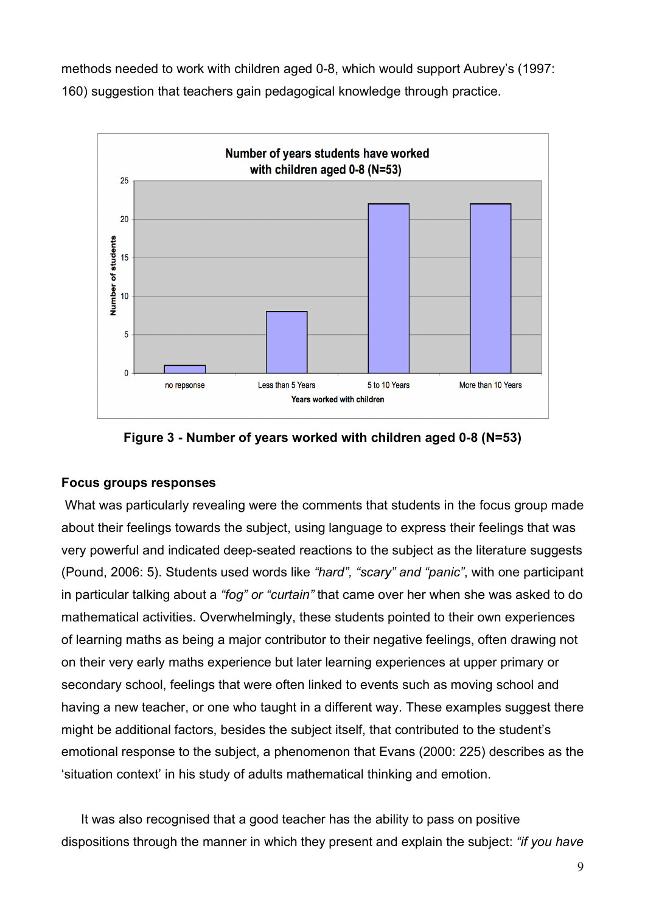methods needed to work with children aged 0-8, which would support Aubrey's (1997: 160) suggestion that teachers gain pedagogical knowledge through practice.

**Figure 3 - Number of years worked with children aged 0-8 (N=53)**

### Focus groups responses

What was particularly revealing were the comments that students in the focus group made about their feelings towards the subject, using language to express their feelings that was very powerful and indicated deep-seated reactions to the subject as the literature suggests (Pound, 2006: 5). Students used words like *"hard", "scary" and "panic"*, with one participant in particular talking about a *"fog" or "curtain"* that came over her when she was asked to do mathematical activities. Overwhelmingly, these students pointed to their own experiences of learning maths as being a major contributor to their negative feelings, often drawing not on their very early maths experience but later learning experiences at upper primary or secondary school, feelings that were often linked to events such as moving school and having a new teacher, or one who taught in a different way. These examples suggest there might be additional factors, besides the subject itself, that contributed to the student's emotional response to the subject, a phenomenon that Evans (2000: 225) describes as the 'situation context' in his study of adults mathematical thinking and emotion.

It was also recognised that a good teacher has the ability to pass on positive dispositions through the manner in which they present and explain the subject: *"if you have*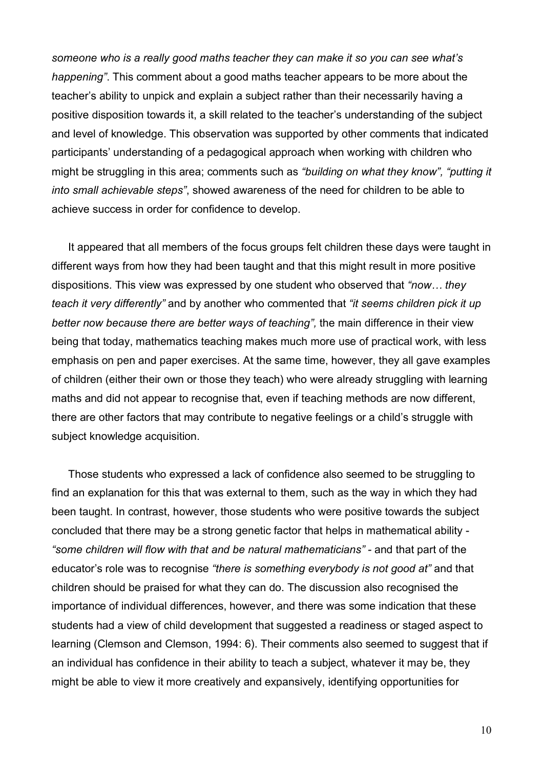*someone who is a really good maths teacher they can make it so you can see what's happening"*. This comment about a good maths teacher appears to be more about the teacher's ability to unpick and explain a subject rather than their necessarily having a positive disposition towards it, a skill related to the teacher's understanding of the subject and level of knowledge. This observation was supported by other comments that indicated participants' understanding of a pedagogical approach when working with children who might be struggling in this area; comments such as *"building on what they know", "putting it into small achievable steps"*, showed awareness of the need for children to be able to achieve success in order for confidence to develop.

It appeared that all members of the focus groups felt children these days were taught in different ways from how they had been taught and that this might result in more positive dispositions. This view was expressed by one student who observed that *"now… they teach it very differently"* and by another who commented that *"it seems children pick it up better now because there are better ways of teaching",* the main difference in their view being that today, mathematics teaching makes much more use of practical work, with less emphasis on pen and paper exercises. At the same time, however, they all gave examples of children (either their own or those they teach) who were already struggling with learning maths and did not appear to recognise that, even if teaching methods are now different, there are other factors that may contribute to negative feelings or a child's struggle with subject knowledge acquisition.

Those students who expressed a lack of confidence also seemed to be struggling to find an explanation for this that was external to them, such as the way in which they had been taught. In contrast, however, those students who were positive towards the subject concluded that there may be a strong genetic factor that helps in mathematical ability - *"some children will flow with that and be natural mathematicians"* - and that part of the educator's role was to recognise *"there is something everybody is not good at"* and that children should be praised for what they can do. The discussion also recognised the importance of individual differences, however, and there was some indication that these students had a view of child development that suggested a readiness or staged aspect to learning (Clemson and Clemson, 1994: 6). Their comments also seemed to suggest that if an individual has confidence in their ability to teach a subject, whatever it may be, they might be able to view it more creatively and expansively, identifying opportunities for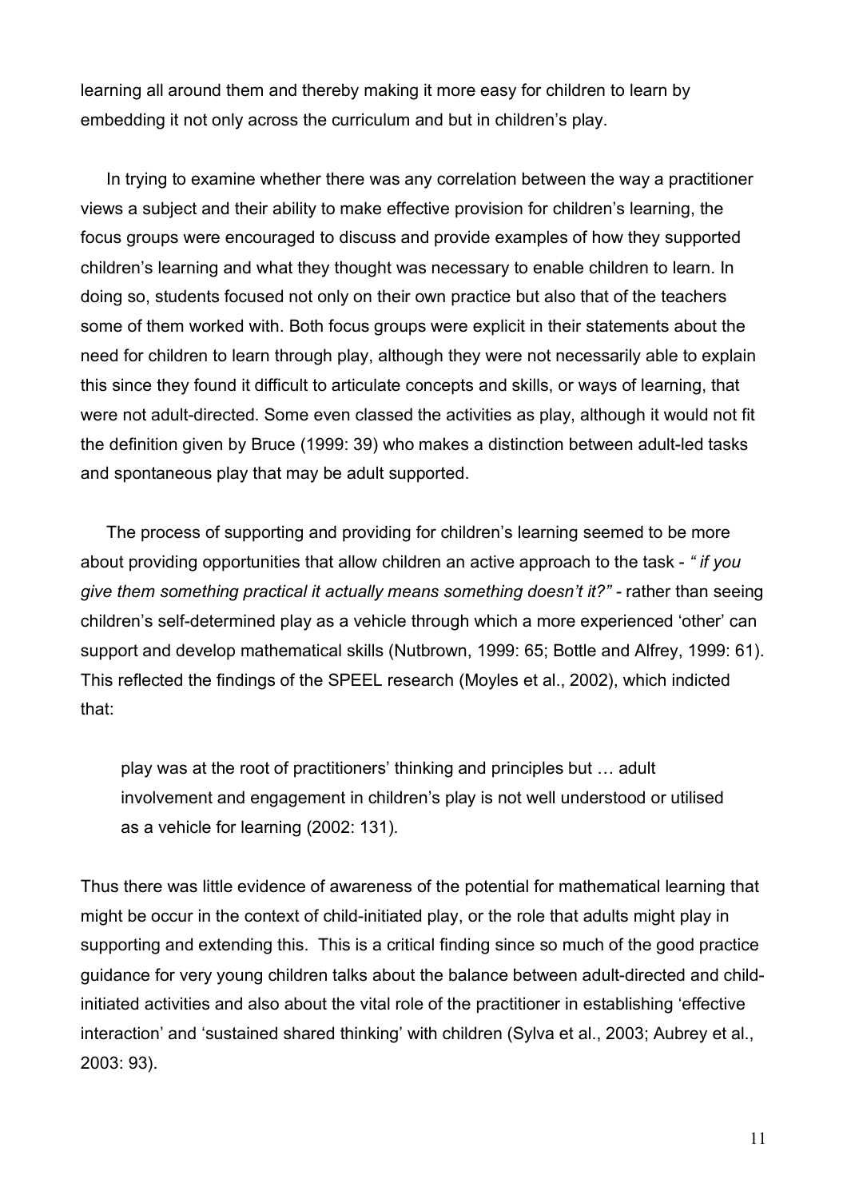learning all around them and thereby making it more easy for children to learn by embedding it not only across the curriculum and but in children's play.

In trying to examine whether there was any correlation between the way a practitioner views a subject and their ability to make effective provision for children's learning, the focus groups were encouraged to discuss and provide examples of how they supported children's learning and what they thought was necessary to enable children to learn. In doing so, students focused not only on their own practice but also that of the teachers some of them worked with. Both focus groups were explicit in their statements about the need for children to learn through play, although they were not necessarily able to explain this since they found it difficult to articulate concepts and skills, or ways of learning, that were not adult-directed. Some even classed the activities as play, although it would not fit the definition given by Bruce (1999: 39) who makes a distinction between adult-led tasks and spontaneous play that may be adult supported.

The process of supporting and providing for children's learning seemed to be more about providing opportunities that allow children an active approach to the task - *" if you give them something practical it actually means something doesn't it?"* - rather than seeing children's self-determined play as a vehicle through which a more experienced 'other' can support and develop mathematical skills (Nutbrown, 1999: 65; Bottle and Alfrey, 1999: 61). This reflected the findings of the SPEEL research (Moyles et al., 2002), which indicted that:

> play was at the root of practitioners' thinking and principles but … adult involvement and engagement in children's play is not well understood or utilised as a vehicle for learning (2002: 131).

Thus there was little evidence of awareness of the potential for mathematical learning that might be occur in the context of child-initiated play, or the role that adults might play in supporting and extending this. This is a critical finding since so much of the good practice guidance for very young children talks about the balance between adult-directed and child-initiated activities and also about the vital role of the practitioner in establishing 'effective interaction' and 'sustained shared thinking' with children (Sylva et al., 2003; Aubrey et al., 2003: 93).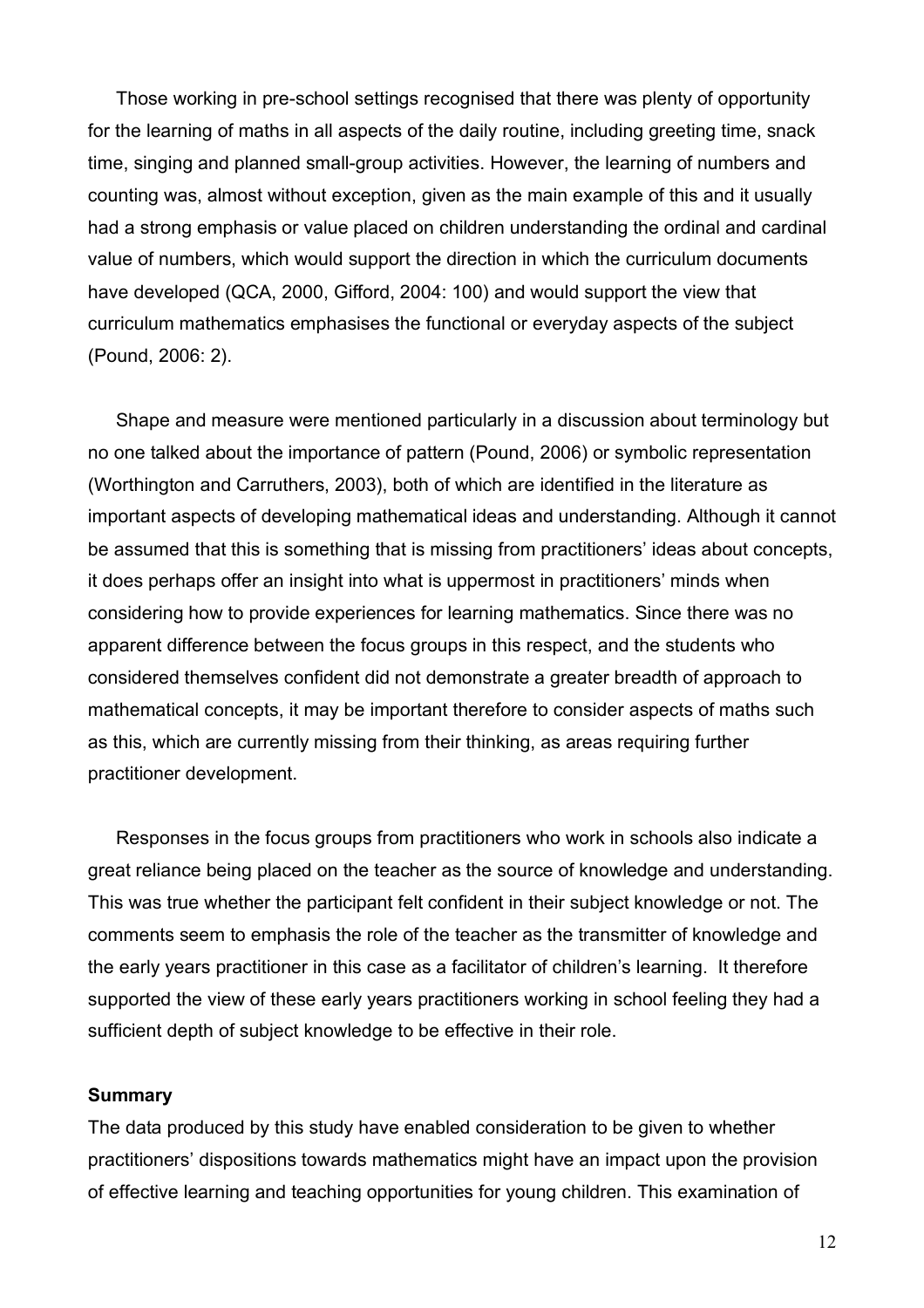Those working in pre-school settings recognised that there was plenty of opportunity for the learning of maths in all aspects of the daily routine, including greeting time, snack time, singing and planned small-group activities. However, the learning of numbers and counting was, almost without exception, given as the main example of this and it usually had a strong emphasis or value placed on children understanding the ordinal and cardinal value of numbers, which would support the direction in which the curriculum documents have developed (QCA, 2000, Gifford, 2004: 100) and would support the view that curriculum mathematics emphasises the functional or everyday aspects of the subject (Pound, 2006: 2).

Shape and measure were mentioned particularly in a discussion about terminology but no one talked about the importance of pattern (Pound, 2006) or symbolic representation (Worthington and Carruthers, 2003), both of which are identified in the literature as important aspects of developing mathematical ideas and understanding. Although it cannot be assumed that this is something that is missing from practitioners' ideas about concepts, it does perhaps offer an insight into what is uppermost in practitioners' minds when considering how to provide experiences for learning mathematics. Since there was no apparent difference between the focus groups in this respect, and the students who considered themselves confident did not demonstrate a greater breadth of approach to mathematical concepts, it may be important therefore to consider aspects of maths such as this, which are currently missing from their thinking, as areas requiring further practitioner development.

Responses in the focus groups from practitioners who work in schools also indicate a great reliance being placed on the teacher as the source of knowledge and understanding. This was true whether the participant felt confident in their subject knowledge or not. The comments seem to emphasis the role of the teacher as the transmitter of knowledge and the early years practitioner in this case as a facilitator of children's learning. It therefore supported the view of these early years practitioners working in school feeling they had a sufficient depth of subject knowledge to be effective in their role.

**Summary**

The data produced by this study have enabled consideration to be given to whether practitioners' dispositions towards mathematics might have an impact upon the provision of effective learning and teaching opportunities for young children. This examination of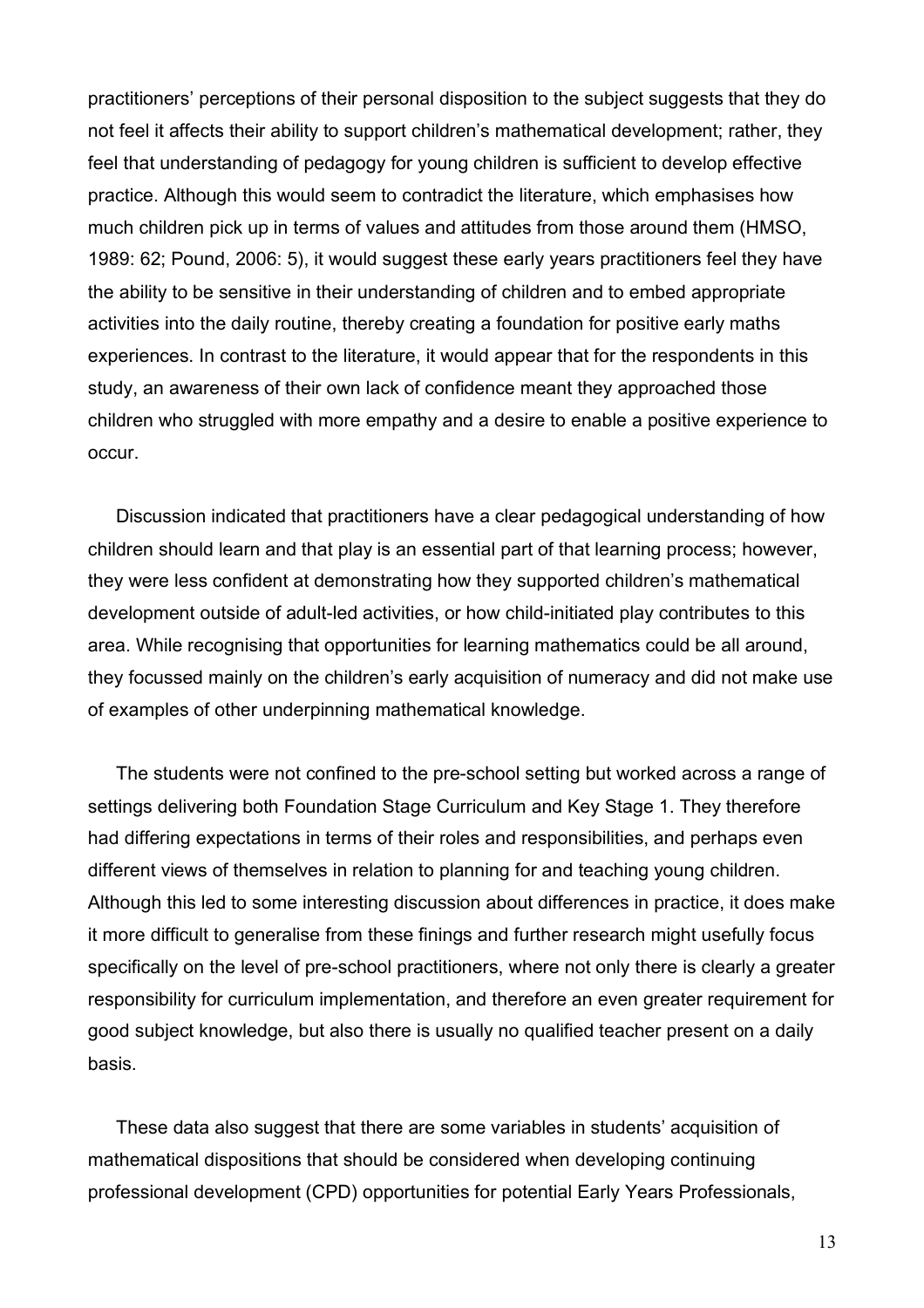practitioners' perceptions of their personal disposition to the subject suggests that they do not feel it affects their ability to support children's mathematical development; rather, they feel that understanding of pedagogy for young children is sufficient to develop effective practice. Although this would seem to contradict the literature, which emphasises how much children pick up in terms of values and attitudes from those around them (HMSO, 1989: 62; Pound, 2006: 5), it would suggest these early years practitioners feel they have the ability to be sensitive in their understanding of children and to embed appropriate activities into the daily routine, thereby creating a foundation for positive early maths experiences. In contrast to the literature, it would appear that for the respondents in this study, an awareness of their own lack of confidence meant they approached those children who struggled with more empathy and a desire to enable a positive experience to occur.

Discussion indicated that practitioners have a clear pedagogical understanding of how children should learn and that play is an essential part of that learning process; however, they were less confident at demonstrating how they supported children's mathematical development outside of adult-led activities, or how child-initiated play contributes to this area. While recognising that opportunities for learning mathematics could be all around, they focussed mainly on the children's early acquisition of numeracy and did not make use of examples of other underpinning mathematical knowledge.

The students were not confined to the pre-school setting but worked across a range of settings delivering both Foundation Stage Curriculum and Key Stage 1. They therefore had differing expectations in terms of their roles and responsibilities, and perhaps even different views of themselves in relation to planning for and teaching young children. Although this led to some interesting discussion about differences in practice, it does make it more difficult to generalise from these finings and further research might usefully focus specifically on the level of pre-school practitioners, where not only there is clearly a greater responsibility for curriculum implementation, and therefore an even greater requirement for good subject knowledge, but also there is usually no qualified teacher present on a daily basis.

These data also suggest that there are some variables in students' acquisition of mathematical dispositions that should be considered when developing continuing professional development (CPD) opportunities for potential Early Years Professionals,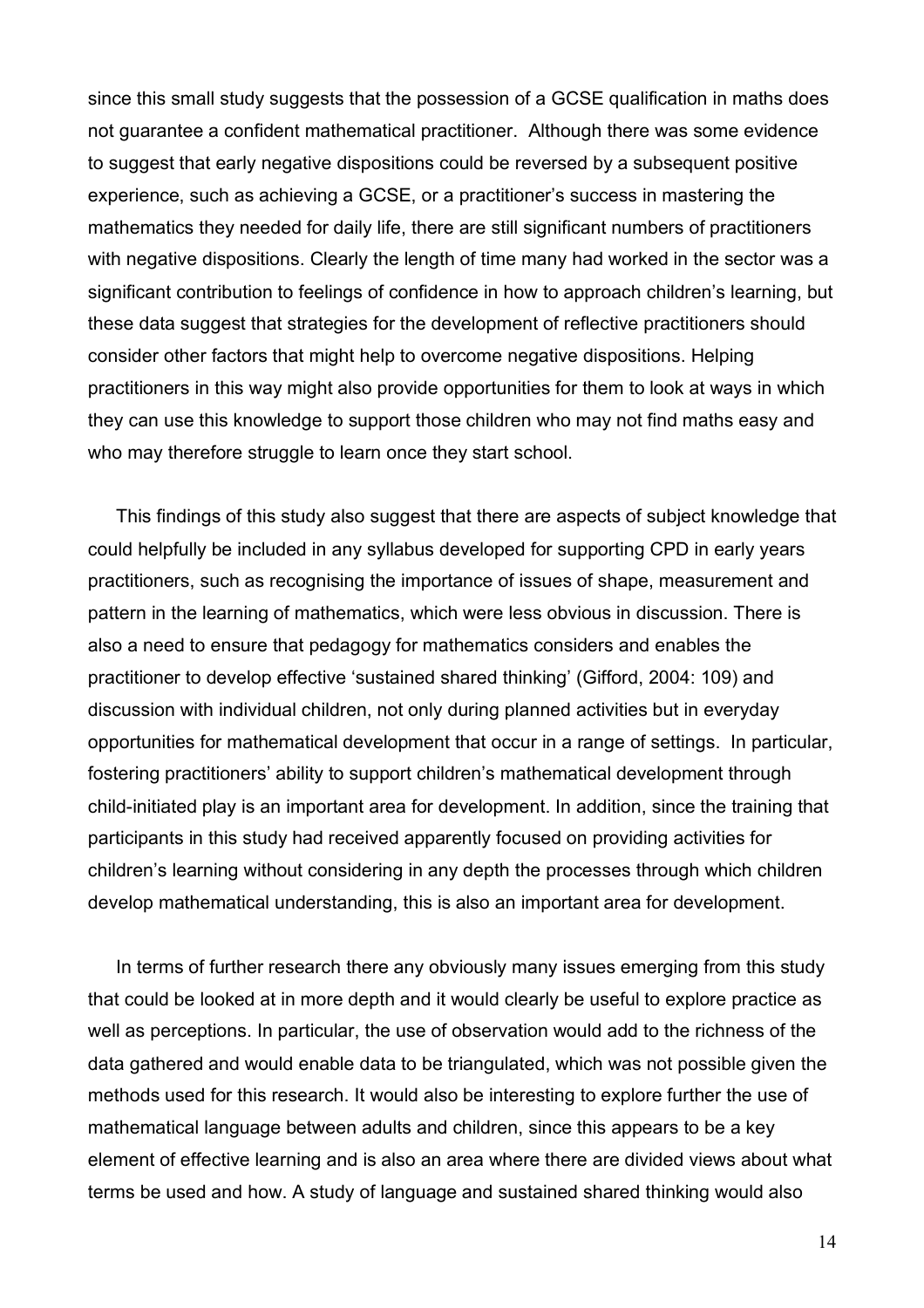since this small study suggests that the possession of a GCSE qualification in maths does not guarantee a confident mathematical practitioner. Although there was some evidence to suggest that early negative dispositions could be reversed by a subsequent positive experience, such as achieving a GCSE, or a practitioner's success in mastering the mathematics they needed for daily life, there are still significant numbers of practitioners with negative dispositions. Clearly the length of time many had worked in the sector was a significant contribution to feelings of confidence in how to approach children's learning, but these data suggest that strategies for the development of reflective practitioners should consider other factors that might help to overcome negative dispositions. Helping practitioners in this way might also provide opportunities for them to look at ways in which they can use this knowledge to support those children who may not find maths easy and who may therefore struggle to learn once they start school.

This findings of this study also suggest that there are aspects of subject knowledge that could helpfully be included in any syllabus developed for supporting CPD in early years practitioners, such as recognising the importance of issues of shape, measurement and pattern in the learning of mathematics, which were less obvious in discussion. There is also a need to ensure that pedagogy for mathematics considers and enables the practitioner to develop effective 'sustained shared thinking' (Gifford, 2004: 109) and discussion with individual children, not only during planned activities but in everyday opportunities for mathematical development that occur in a range of settings. In particular, fostering practitioners' ability to support children's mathematical development through child-initiated play is an important area for development. In addition, since the training that participants in this study had received apparently focused on providing activities for children's learning without considering in any depth the processes through which children develop mathematical understanding, this is also an important area for development.

In terms of further research there any obviously many issues emerging from this study that could be looked at in more depth and it would clearly be useful to explore practice as well as perceptions. In particular, the use of observation would add to the richness of the data gathered and would enable data to be triangulated, which was not possible given the methods used for this research. It would also be interesting to explore further the use of mathematical language between adults and children, since this appears to be a key element of effective learning and is also an area where there are divided views about what terms be used and how. A study of language and sustained shared thinking would also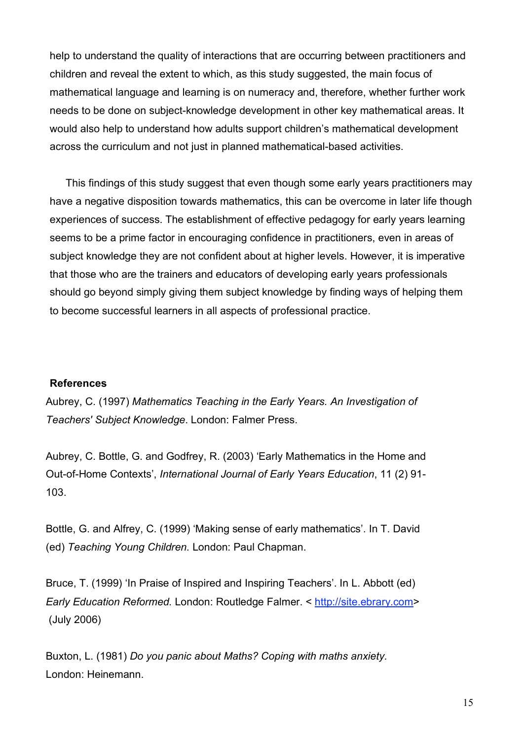help to understand the quality of interactions that are occurring between practitioners and children and reveal the extent to which, as this study suggested, the main focus of mathematical language and learning is on numeracy and, therefore, whether further work needs to be done on subject-knowledge development in other key mathematical areas. It would also help to understand how adults support children's mathematical development across the curriculum and not just in planned mathematical-based activities.

This findings of this study suggest that even though some early years practitioners may have a negative disposition towards mathematics, this can be overcome in later life though experiences of success. The establishment of effective pedagogy for early years learning seems to be a prime factor in encouraging confidence in practitioners, even in areas of subject knowledge they are not confident about at higher levels. However, it is imperative that those who are the trainers and educators of developing early years professionals should go beyond simply giving them subject knowledge by finding ways of helping them to become successful learners in all aspects of professional practice.

**References**

Aubrey, C. (1997) *Mathematics Teaching in the Early Years. An Investigation of Teachers' Subject Knowledge*. London: Falmer Press.

Aubrey, C. Bottle, G. and Godfrey, R. (2003) 'Early Mathematics in the Home and Out-of-Home Contexts', *International Journal of Early Years Education*, 11 (2) 91-103.

Bottle, G. and Alfrey, C. (1999) 'Making sense of early mathematics'. In T. David (ed) *Teaching Young Children.* London: Paul Chapman.

Bruce, T. (1999) 'In Praise of Inspired and Inspiring Teachers'. In L. Abbott (ed) *Early Education Reformed.* London: Routledge Falmer. < http://site.ebrary.com> (July 2006)

Buxton, L. (1981) *Do you panic about Maths? Coping with maths anxiety.* London: Heinemann.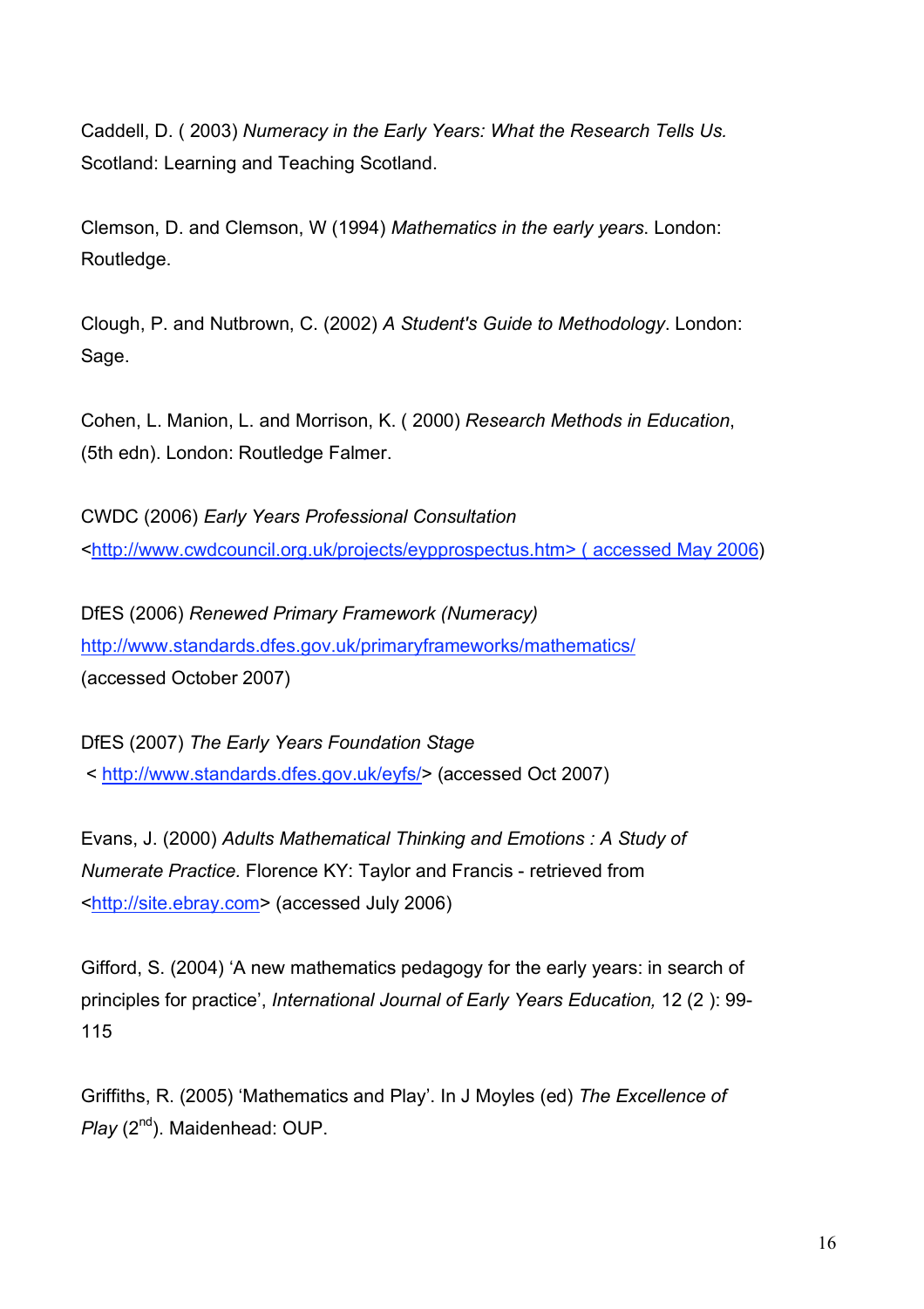Caddell, D. ( 2003) *Numeracy in the Early Years: What the Research Tells Us.* Scotland: Learning and Teaching Scotland.

Clemson, D. and Clemson, W (1994) *Mathematics in the early years*. London: Routledge.

Clough, P. and Nutbrown, C. (2002) *A Student's Guide to Methodology*. London: Sage.

Cohen, L. Manion, L. and Morrison, K. ( 2000) *Research Methods in Education*, (5th edn). London: Routledge Falmer.

CWDC (2006) *Early Years Professional Consultation* <http://www.cwdcouncil.org.uk/projects/eypprospectus.htm> ( accessed May 2006)

DfES (2006) *Renewed Primary Framework (Numeracy)* http://www.standards.dfes.gov.uk/primaryframeworks/mathematics/ (accessed October 2007)

DfES (2007) *The Early Years Foundation Stage* < http://www.standards.dfes.gov.uk/eyfs/> (accessed Oct 2007)

Evans, J. (2000) *Adults Mathematical Thinking and Emotions : A Study of Numerate Practice.* Florence KY: Taylor and Francis - retrieved from <http://site.ebray.com> (accessed July 2006)

Gifford, S. (2004) 'A new mathematics pedagogy for the early years: in search of principles for practice', *International Journal of Early Years Education,* 12 (2 ): 99-115

Griffiths, R. (2005) 'Mathematics and Play'. In J Moyles (ed) *The Excellence of Play* (2nd). Maidenhead: OUP.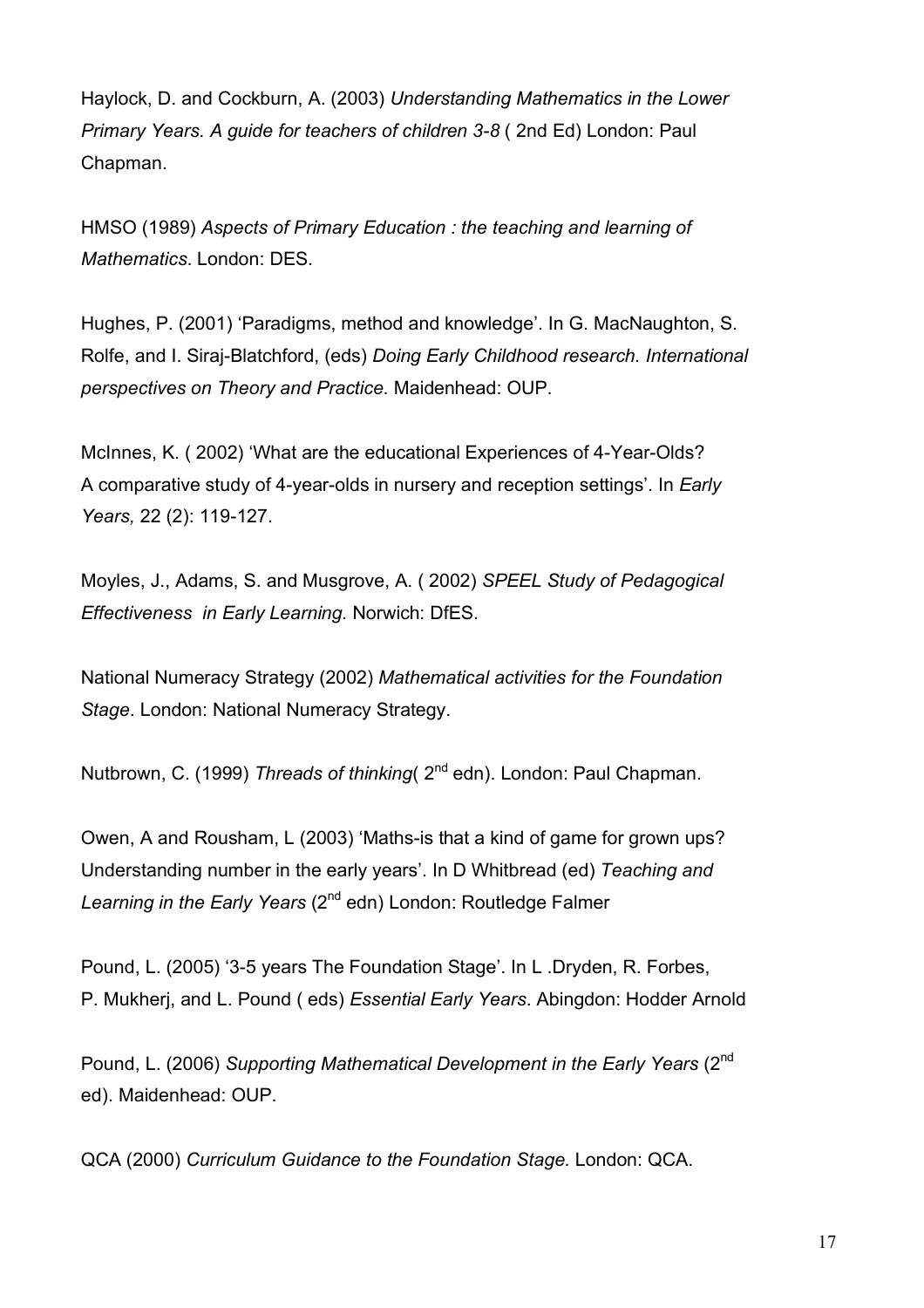Haylock, D. and Cockburn, A. (2003) *Understanding Mathematics in the Lower Primary Years. A guide for teachers of children 3-8* ( 2nd Ed) London: Paul Chapman.

HMSO (1989) *Aspects of Primary Education : the teaching and learning of Mathematics*. London: DES.

Hughes, P. (2001) 'Paradigms, method and knowledge'. In G. MacNaughton, S. Rolfe, and I. Siraj-Blatchford, (eds) *Doing Early Childhood research. International perspectives on Theory and Practice.* Maidenhead: OUP.

McInnes, K. ( 2002) 'What are the educational Experiences of 4-Year-Olds? A comparative study of 4-year-olds in nursery and reception settings'. In *Early Years,* 22 (2): 119-127.

Moyles, J., Adams, S. and Musgrove, A. ( 2002) *SPEEL Study of Pedagogical Effectiveness in Early Learning*. Norwich: DfES.

National Numeracy Strategy (2002) *Mathematical activities for the Foundation Stage*. London: National Numeracy Strategy.

Nutbrown, C. (1999) *Threads of thinking*( 2nd edn). London: Paul Chapman.

Owen, A and Rousham, L (2003) 'Maths-is that a kind of game for grown ups? Understanding number in the early years'. In D Whitbread (ed) *Teaching and Learning in the Early Years* (2nd edn) London: Routledge Falmer

Pound, L. (2005) '3-5 years The Foundation Stage'. In L .Dryden, R. Forbes, P. Mukherj, and L. Pound ( eds) *Essential Early Years*. Abingdon: Hodder Arnold

Pound, L. (2006) *Supporting Mathematical Development in the Early Years* (2nd ed). Maidenhead: OUP.

QCA (2000) *Curriculum Guidance to the Foundation Stage.* London: QCA.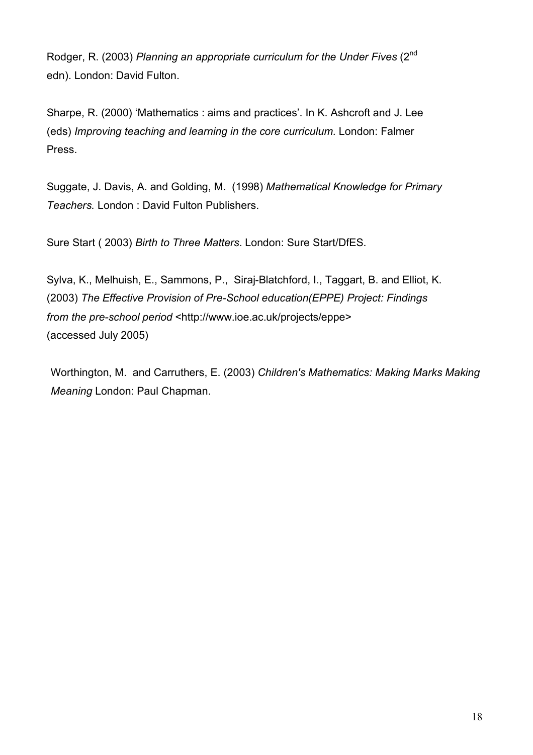Rodger, R. (2003) *Planning an appropriate curriculum for the Under Fives* (2nd edn). London: David Fulton.

Sharpe, R. (2000) 'Mathematics : aims and practices'. In K. Ashcroft and J. Lee (eds) *Improving teaching and learning in the core curriculum.* London: Falmer Press.

Suggate, J. Davis, A. and Golding, M. (1998) *Mathematical Knowledge for Primary Teachers.* London : David Fulton Publishers.

Sure Start ( 2003) *Birth to Three Matters*. London: Sure Start/DfES.

Sylva, K., Melhuish, E., Sammons, P., Siraj-Blatchford, I., Taggart, B. and Elliot, K. (2003) *The Effective Provision of Pre-School education(EPPE) Project: Findings from the pre-school period* <http://www.ioe.ac.uk/projects/eppe> (accessed July 2005)

Worthington, M. and Carruthers, E. (2003) *Children's Mathematics: Making Marks Making Meaning* London: Paul Chapman.